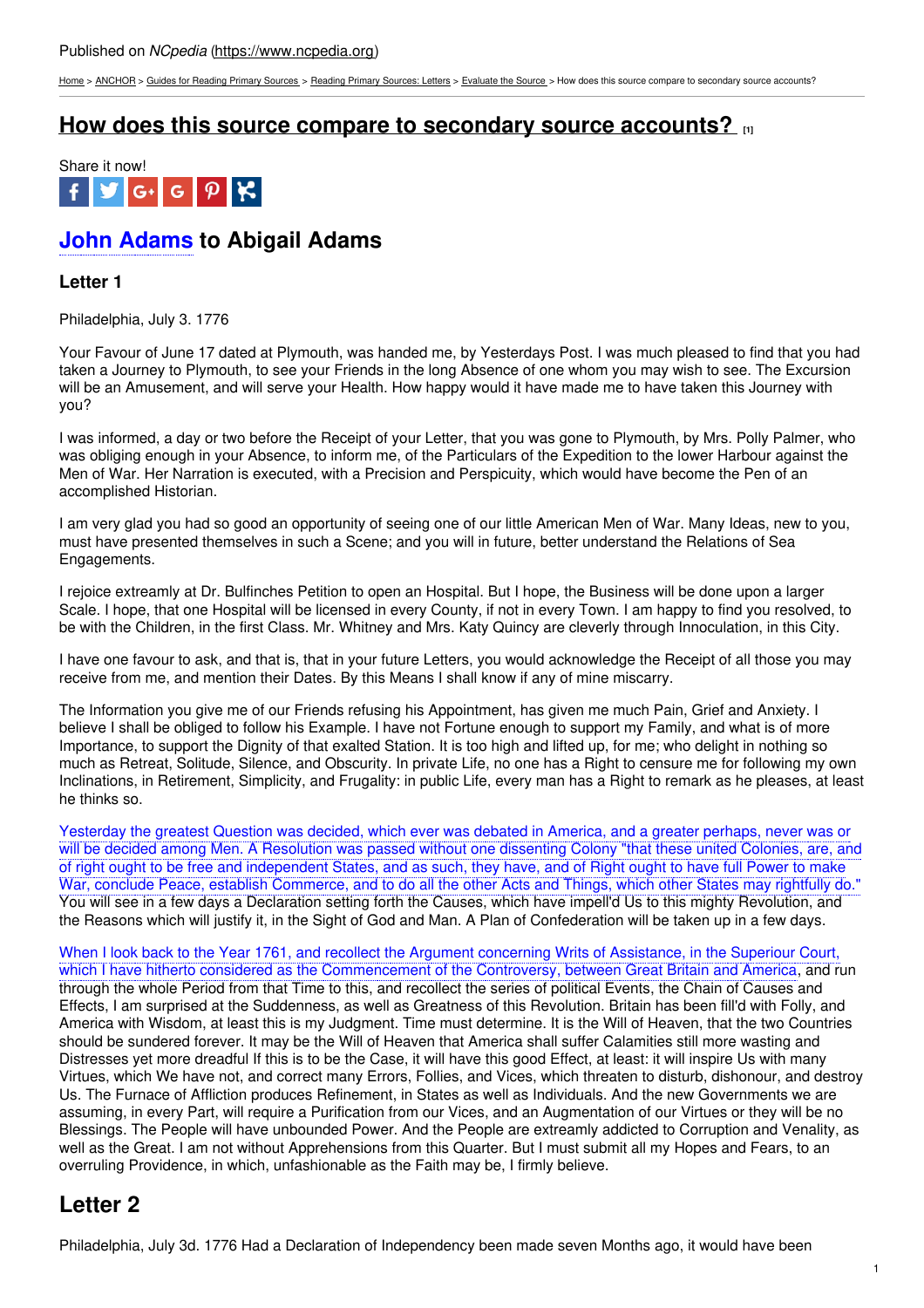Published on *NCpedia* (https://www.ncpedia.org)

Home > ANCHOR > Guides for Reading Primary Sources > Reading Primary Sources: Letters > Evaluate the Source > How does this source compare to secondary source accounts?

# How does this source compare to secondary source accounts? [1]

Share it now!

## John Adams to Abigail Adams

### Letter 1

Philadelphia, July 3. 1776

Your Favour of June 17 dated at Plymouth, was handed me, by Yesterdays Post. I was much pleased to find that you had taken a Journey to Plymouth, to see your Friends in the long Absence of one whom you may wish to see. The Excursion will be an Amusement, and will serve your Health. How happy would it have made me to have taken this Journey with you?

I was informed, a day or two before the Receipt of your Letter, that you was gone to Plymouth, by Mrs. Polly Palmer, who was obliging enough in your Absence, to inform me, of the Particulars of the Expedition to the lower Harbour against the Men of War. Her Narration is executed, with a Precision and Perspicuity, which would have become the Pen of an accomplished Historian.

I am very glad you had so good an opportunity of seeing one of our little American Men of War. Many Ideas, new to you, must have presented themselves in such a Scene; and you will in future, better understand the Relations of Sea Engagements.

I rejoice extreamly at Dr. Bulfinches Petition to open an Hospital. But I hope, the Business will be done upon a larger Scale. I hope, that one Hospital will be licensed in every County, if not in every Town. I am happy to find you resolved, to be with the Children, in the first Class. Mr. Whitney and Mrs. Katy Quincy are cleverly through Innoculation, in this City.

I have one favour to ask, and that is, that in your future Letters, you would acknowledge the Receipt of all those you may receive from me, and mention their Dates. By this Means I shall know if any of mine miscarry.

The Information you give me of our Friends refusing his Appointment, has given me much Pain, Grief and Anxiety. I believe I shall be obliged to follow his Example. I have not Fortune enough to support my Family, and what is of more Importance, to support the Dignity of that exalted Station. It is too high and lifted up, for me; who delight in nothing so much as Retreat, Solitude, Silence, and Obscurity. In private Life, no one has a Right to censure me for following my own Inclinations, in Retirement, Simplicity, and Frugality: in public Life, every man has a Right to remark as he pleases, at least he thinks so.

Yesterday the greatest Question was decided, which ever was debated in America, and a greater perhaps, never was or will be decided among Men. A Resolution was passed without one dissenting Colony "that these united Colonies, are, and of right ought to be free and independent States, and as such, they have, and of Right ought to have full Power to make War, conclude Peace, establish Commerce, and to do all the other Acts and Things, which other States may rightfully do." You will see in a few days a Declaration setting forth the Causes, which have impell'd Us to this mighty Revolution, and the Reasons which will justify it, in the Sight of God and Man. A Plan of Confederation will be taken up in a few days.

When I look back to the Year 1761, and recollect the Argument concerning Writs of Assistance, in the Superiour Court, which I have hitherto considered as the Commencement of the Controversy, between Great Britain and America, and run through the whole Period from that Time to this, and recollect the series of political Events, the Chain of Causes and Effects, I am surprised at the Suddenness, as well as Greatness of this Revolution. Britain has been fill'd with Folly, and America with Wisdom, at least this is my Judgment. Time must determine. It is the Will of Heaven, that the two Countries should be sundered forever. It may be the Will of Heaven that America shall suffer Calamities still more wasting and Distresses yet more dreadful If this is to be the Case, it will have this good Effect, at least: it will inspire Us with many Virtues, which We have not, and correct many Errors, Follies, and Vices, which threaten to disturb, dishonour, and destroy Us. The Furnace of Affliction produces Refinement, in States as well as Individuals. And the new Governments we are assuming, in every Part, will require a Purification from our Vices, and an Augmentation of our Virtues or they will be no Blessings. The People will have unbounded Power. And the People are extreamly addicted to Corruption and Venality, as well as the Great. I am not without Apprehensions from this Quarter. But I must submit all my Hopes and Fears, to an overruling Providence, in which, unfashionable as the Faith may be, I firmly believe.

## Letter 2

Philadelphia, July 3d. 1776 Had a Declaration of Independency been made seven Months ago, it would have been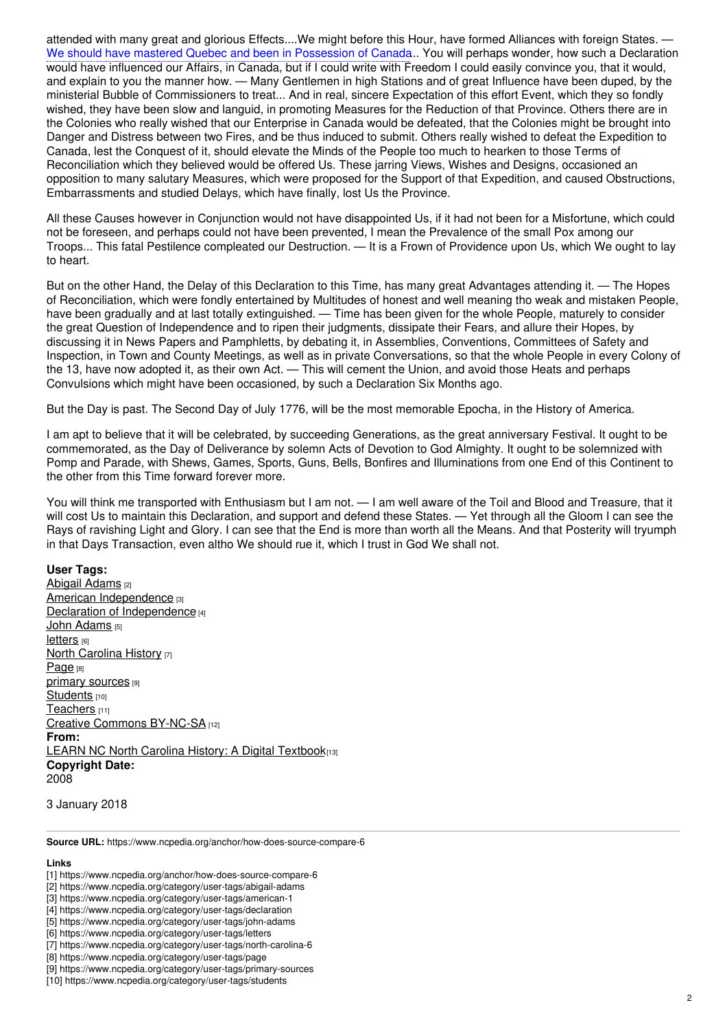attended with many great and glorious Effects....We might before this Hour, have formed Alliances with foreign States. — We should have mastered Quebec and been in Possession of Canada.. You will perhaps wonder, how such a Declaration would have influenced our Affairs, in Canada, but if I could write with Freedom I could easily convince you, that it would, and explain to you the manner how. — Many Gentlemen in high Stations and of great Influence have been duped, by the ministerial Bubble of Commissioners to treat... And in real, sincere Expectation of this effort Event, which they so fondly wished, they have been slow and languid, in promoting Measures for the Reduction of that Province. Others there are in the Colonies who really wished that our Enterprise in Canada would be defeated, that the Colonies might be brought into Danger and Distress between two Fires, and be thus induced to submit. Others really wished to defeat the Expedition to Canada, lest the Conquest of it, should elevate the Minds of the People too much to hearken to those Terms of Reconciliation which they believed would be offered Us. These jarring Views, Wishes and Designs, occasioned an opposition to many salutary Measures, which were proposed for the Support of that Expedition, and caused Obstructions, Embarrassments and studied Delays, which have finally, lost Us the Province.

All these Causes however in Conjunction would not have disappointed Us, if it had not been for a Misfortune, which could not be foreseen, and perhaps could not have been prevented, I mean the Prevalence of the small Pox among our Troops... This fatal Pestilence compleated our Destruction. — It is a Frown of Providence upon Us, which We ought to lay to heart.

But on the other Hand, the Delay of this Declaration to this Time, has many great Advantages attending it. — The Hopes of Reconciliation, which were fondly entertained by Multitudes of honest and well meaning tho weak and mistaken People, have been gradually and at last totally extinguished. — Time has been given for the whole People, maturely to consider the great Question of Independence and to ripen their judgments, dissipate their Fears, and allure their Hopes, by discussing it in News Papers and Pamphletts, by debating it, in Assemblies, Conventions, Committees of Safety and Inspection, in Town and County Meetings, as well as in private Conversations, so that the whole People in every Colony of the 13, have now adopted it, as their own Act. — This will cement the Union, and avoid those Heats and perhaps Convulsions which might have been occasioned, by such a Declaration Six Months ago.

But the Day is past. The Second Day of July 1776, will be the most memorable Epocha, in the History of America.

I am apt to believe that it will be celebrated, by succeeding Generations, as the great anniversary Festival. It ought to be commemorated, as the Day of Deliverance by solemn Acts of Devotion to God Almighty. It ought to be solemnized with Pomp and Parade, with Shews, Games, Sports, Guns, Bells, Bonfires and Illuminations from one End of this Continent to the other from this Time forward forever more.

You will think me transported with Enthusiasm but I am not. — I am well aware of the Toil and Blood and Treasure, that it will cost Us to maintain this Declaration, and support and defend these States. — Yet through all the Gloom I can see the Rays of ravishing Light and Glory. I can see that the End is more than worth all the Means. And that Posterity will tryumph in that Days Transaction, even altho We should rue it, which I trust in God We shall not.

**User Tags:**
Abigail Adams [2]
American Independence [3]
Declaration of Independence [4]
John Adams [5]
letters [6]
North Carolina History [7]
Page [8]
primary sources [9]
Students [10]
Teachers [11]
Creative Commons BY-NC-SA [12]
**From:**
LEARN NC North Carolina History: A Digital Textbook [13]
**Copyright Date:**
2008

3 January 2018

**Source URL:** https://www.ncpedia.org/anchor/how-does-source-compare-6

**Links**
[1] https://www.ncpedia.org/anchor/how-does-source-compare-6
[2] https://www.ncpedia.org/category/user-tags/abigail-adams
[3] https://www.ncpedia.org/category/user-tags/american-1
[4] https://www.ncpedia.org/category/user-tags/declaration
[5] https://www.ncpedia.org/category/user-tags/john-adams
[6] https://www.ncpedia.org/category/user-tags/letters
[7] https://www.ncpedia.org/category/user-tags/north-carolina-6
[8] https://www.ncpedia.org/category/user-tags/page
[9] https://www.ncpedia.org/category/user-tags/primary-sources
[10] https://www.ncpedia.org/category/user-tags/students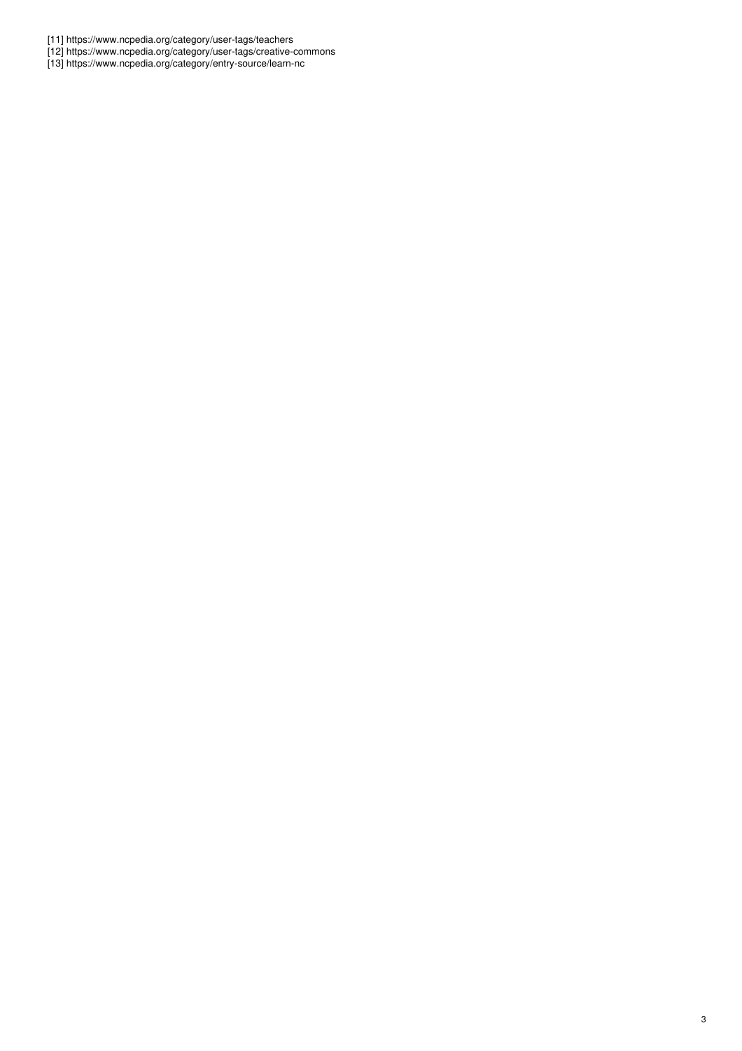[11] https://www.ncpedia.org/category/user-tags/teachers
[12] https://www.ncpedia.org/category/user-tags/creative-commons
[13] https://www.ncpedia.org/category/entry-source/learn-nc